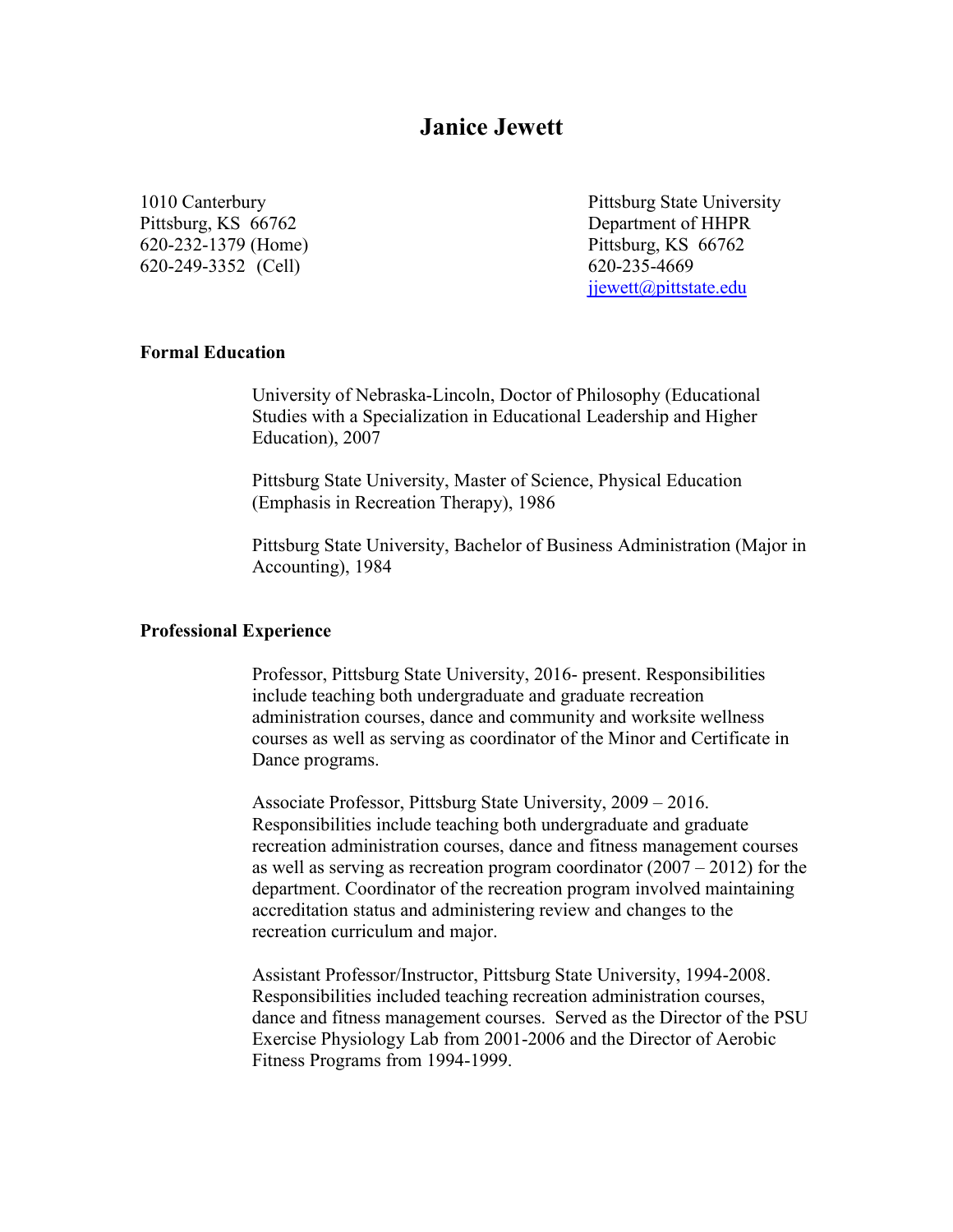# Janice Jewett

1010 Canterbury
Pittsburg, KS 66762
620-232-1379 (Home)
620-249-3352 (Cell)

Pittsburg State University
Department of HHPR
Pittsburg, KS 66762
620-235-4669
jjewett@pittstate.edu

## Formal Education

University of Nebraska-Lincoln, Doctor of Philosophy (Educational Studies with a Specialization in Educational Leadership and Higher Education), 2007

Pittsburg State University, Master of Science, Physical Education (Emphasis in Recreation Therapy), 1986

Pittsburg State University, Bachelor of Business Administration (Major in Accounting), 1984

## Professional Experience

Professor, Pittsburg State University, 2016- present. Responsibilities include teaching both undergraduate and graduate recreation administration courses, dance and community and worksite wellness courses as well as serving as coordinator of the Minor and Certificate in Dance programs.

Associate Professor, Pittsburg State University, 2009 – 2016. Responsibilities include teaching both undergraduate and graduate recreation administration courses, dance and fitness management courses as well as serving as recreation program coordinator (2007 – 2012) for the department. Coordinator of the recreation program involved maintaining accreditation status and administering review and changes to the recreation curriculum and major.

Assistant Professor/Instructor, Pittsburg State University, 1994-2008. Responsibilities included teaching recreation administration courses, dance and fitness management courses. Served as the Director of the PSU Exercise Physiology Lab from 2001-2006 and the Director of Aerobic Fitness Programs from 1994-1999.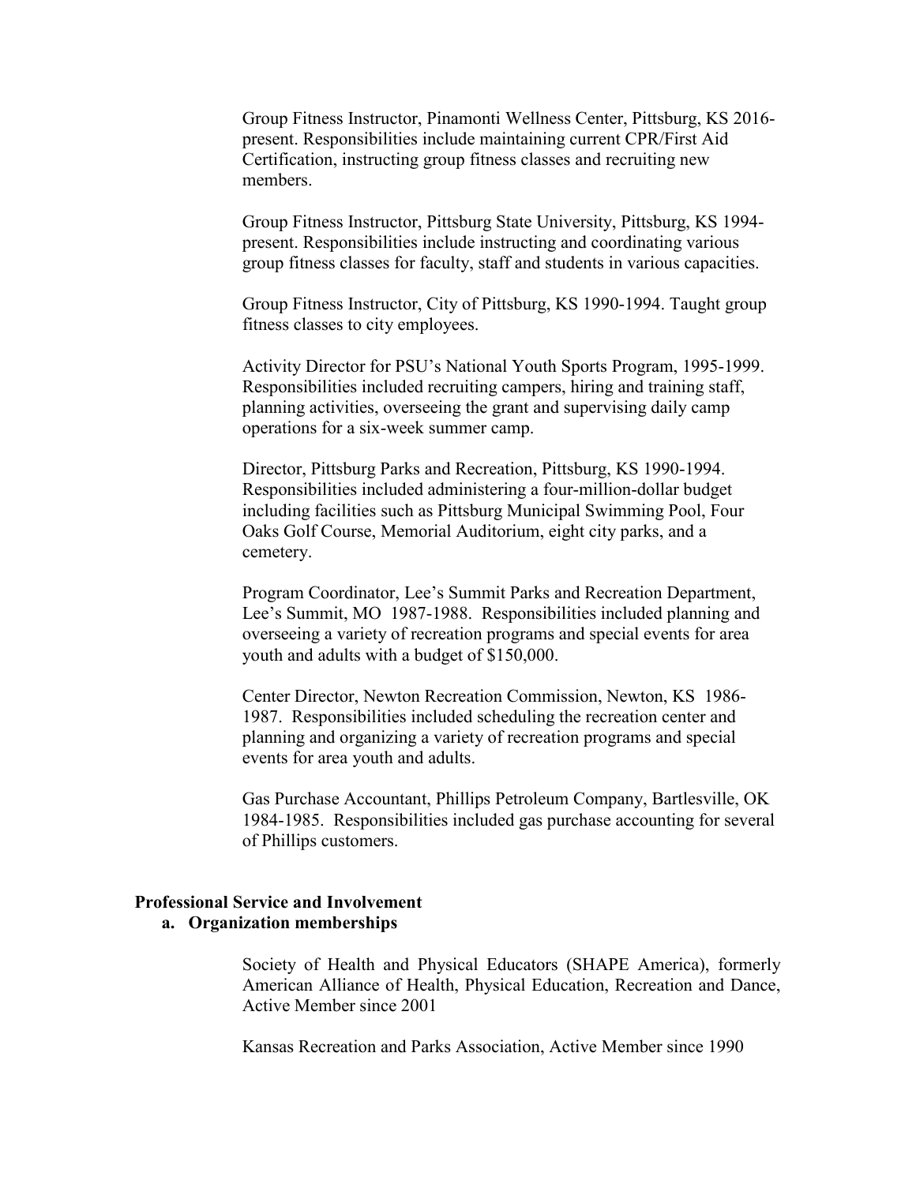Group Fitness Instructor, Pinamonti Wellness Center, Pittsburg, KS 2016-present. Responsibilities include maintaining current CPR/First Aid Certification, instructing group fitness classes and recruiting new members.

Group Fitness Instructor, Pittsburg State University, Pittsburg, KS 1994-present. Responsibilities include instructing and coordinating various group fitness classes for faculty, staff and students in various capacities.

Group Fitness Instructor, City of Pittsburg, KS 1990-1994. Taught group fitness classes to city employees.

Activity Director for PSU's National Youth Sports Program, 1995-1999. Responsibilities included recruiting campers, hiring and training staff, planning activities, overseeing the grant and supervising daily camp operations for a six-week summer camp.

Director, Pittsburg Parks and Recreation, Pittsburg, KS 1990-1994. Responsibilities included administering a four-million-dollar budget including facilities such as Pittsburg Municipal Swimming Pool, Four Oaks Golf Course, Memorial Auditorium, eight city parks, and a cemetery.

Program Coordinator, Lee's Summit Parks and Recreation Department, Lee's Summit, MO 1987-1988. Responsibilities included planning and overseeing a variety of recreation programs and special events for area youth and adults with a budget of $150,000.

Center Director, Newton Recreation Commission, Newton, KS 1986-1987. Responsibilities included scheduling the recreation center and planning and organizing a variety of recreation programs and special events for area youth and adults.

Gas Purchase Accountant, Phillips Petroleum Company, Bartlesville, OK 1984-1985. Responsibilities included gas purchase accounting for several of Phillips customers.

**Professional Service and Involvement**

**a. Organization memberships**

Society of Health and Physical Educators (SHAPE America), formerly American Alliance of Health, Physical Education, Recreation and Dance, Active Member since 2001

Kansas Recreation and Parks Association, Active Member since 1990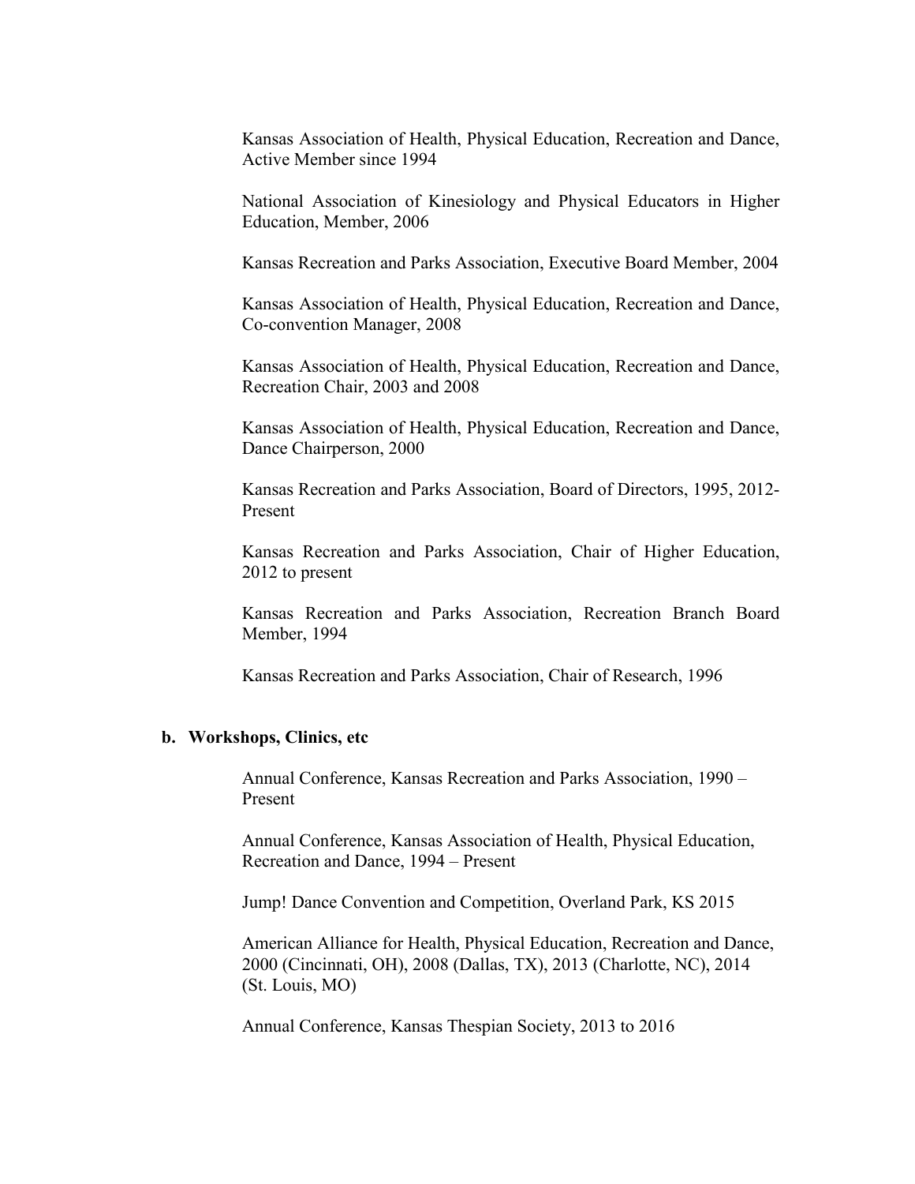Kansas Association of Health, Physical Education, Recreation and Dance, Active Member since 1994

National Association of Kinesiology and Physical Educators in Higher Education, Member, 2006

Kansas Recreation and Parks Association, Executive Board Member, 2004

Kansas Association of Health, Physical Education, Recreation and Dance, Co-convention Manager, 2008

Kansas Association of Health, Physical Education, Recreation and Dance, Recreation Chair, 2003 and 2008

Kansas Association of Health, Physical Education, Recreation and Dance, Dance Chairperson, 2000

Kansas Recreation and Parks Association, Board of Directors, 1995, 2012-Present

Kansas Recreation and Parks Association, Chair of Higher Education, 2012 to present

Kansas Recreation and Parks Association, Recreation Branch Board Member, 1994

Kansas Recreation and Parks Association, Chair of Research, 1996

**b. Workshops, Clinics, etc**

Annual Conference, Kansas Recreation and Parks Association, 1990 – Present

Annual Conference, Kansas Association of Health, Physical Education, Recreation and Dance, 1994 – Present

Jump! Dance Convention and Competition, Overland Park, KS 2015

American Alliance for Health, Physical Education, Recreation and Dance, 2000 (Cincinnati, OH), 2008 (Dallas, TX), 2013 (Charlotte, NC), 2014 (St. Louis, MO)

Annual Conference, Kansas Thespian Society, 2013 to 2016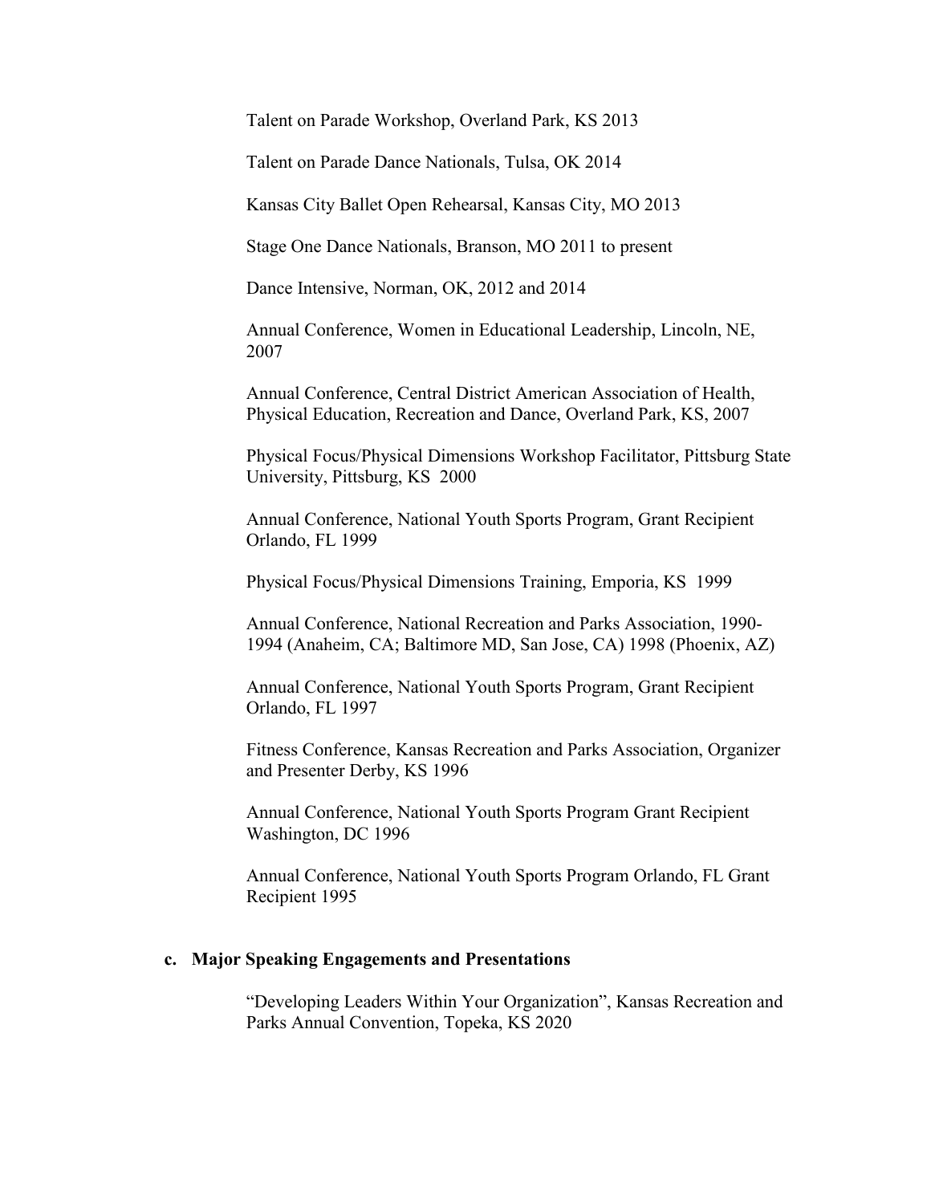Talent on Parade Workshop, Overland Park, KS 2013

Talent on Parade Dance Nationals, Tulsa, OK 2014

Kansas City Ballet Open Rehearsal, Kansas City, MO 2013

Stage One Dance Nationals, Branson, MO 2011 to present

Dance Intensive, Norman, OK, 2012 and 2014

Annual Conference, Women in Educational Leadership, Lincoln, NE, 2007

Annual Conference, Central District American Association of Health, Physical Education, Recreation and Dance, Overland Park, KS, 2007

Physical Focus/Physical Dimensions Workshop Facilitator, Pittsburg State University, Pittsburg, KS 2000

Annual Conference, National Youth Sports Program, Grant Recipient Orlando, FL 1999

Physical Focus/Physical Dimensions Training, Emporia, KS 1999

Annual Conference, National Recreation and Parks Association, 1990-1994 (Anaheim, CA; Baltimore MD, San Jose, CA) 1998 (Phoenix, AZ)

Annual Conference, National Youth Sports Program, Grant Recipient Orlando, FL 1997

Fitness Conference, Kansas Recreation and Parks Association, Organizer and Presenter Derby, KS 1996

Annual Conference, National Youth Sports Program Grant Recipient Washington, DC 1996

Annual Conference, National Youth Sports Program Orlando, FL Grant Recipient 1995

**c. Major Speaking Engagements and Presentations**

"Developing Leaders Within Your Organization", Kansas Recreation and Parks Annual Convention, Topeka, KS 2020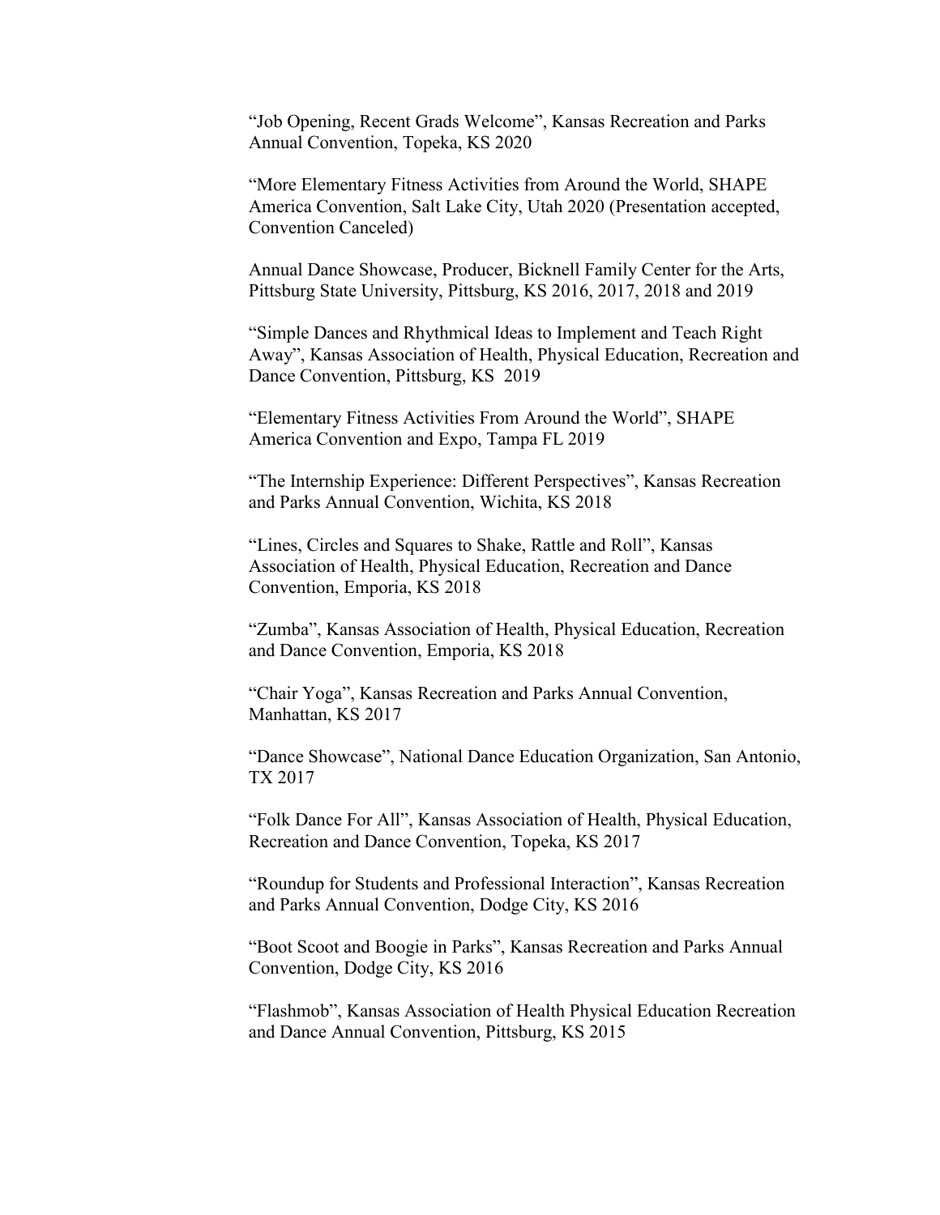"Job Opening, Recent Grads Welcome", Kansas Recreation and Parks Annual Convention, Topeka, KS 2020

"More Elementary Fitness Activities from Around the World, SHAPE America Convention, Salt Lake City, Utah 2020 (Presentation accepted, Convention Canceled)

Annual Dance Showcase, Producer, Bicknell Family Center for the Arts, Pittsburg State University, Pittsburg, KS 2016, 2017, 2018 and 2019

"Simple Dances and Rhythmical Ideas to Implement and Teach Right Away", Kansas Association of Health, Physical Education, Recreation and Dance Convention, Pittsburg, KS 2019

"Elementary Fitness Activities From Around the World", SHAPE America Convention and Expo, Tampa FL 2019

"The Internship Experience: Different Perspectives", Kansas Recreation and Parks Annual Convention, Wichita, KS 2018

"Lines, Circles and Squares to Shake, Rattle and Roll", Kansas Association of Health, Physical Education, Recreation and Dance Convention, Emporia, KS 2018

"Zumba", Kansas Association of Health, Physical Education, Recreation and Dance Convention, Emporia, KS 2018

"Chair Yoga", Kansas Recreation and Parks Annual Convention, Manhattan, KS 2017

"Dance Showcase", National Dance Education Organization, San Antonio, TX 2017

"Folk Dance For All", Kansas Association of Health, Physical Education, Recreation and Dance Convention, Topeka, KS 2017

"Roundup for Students and Professional Interaction", Kansas Recreation and Parks Annual Convention, Dodge City, KS 2016

"Boot Scoot and Boogie in Parks", Kansas Recreation and Parks Annual Convention, Dodge City, KS 2016

"Flashmob", Kansas Association of Health Physical Education Recreation and Dance Annual Convention, Pittsburg, KS 2015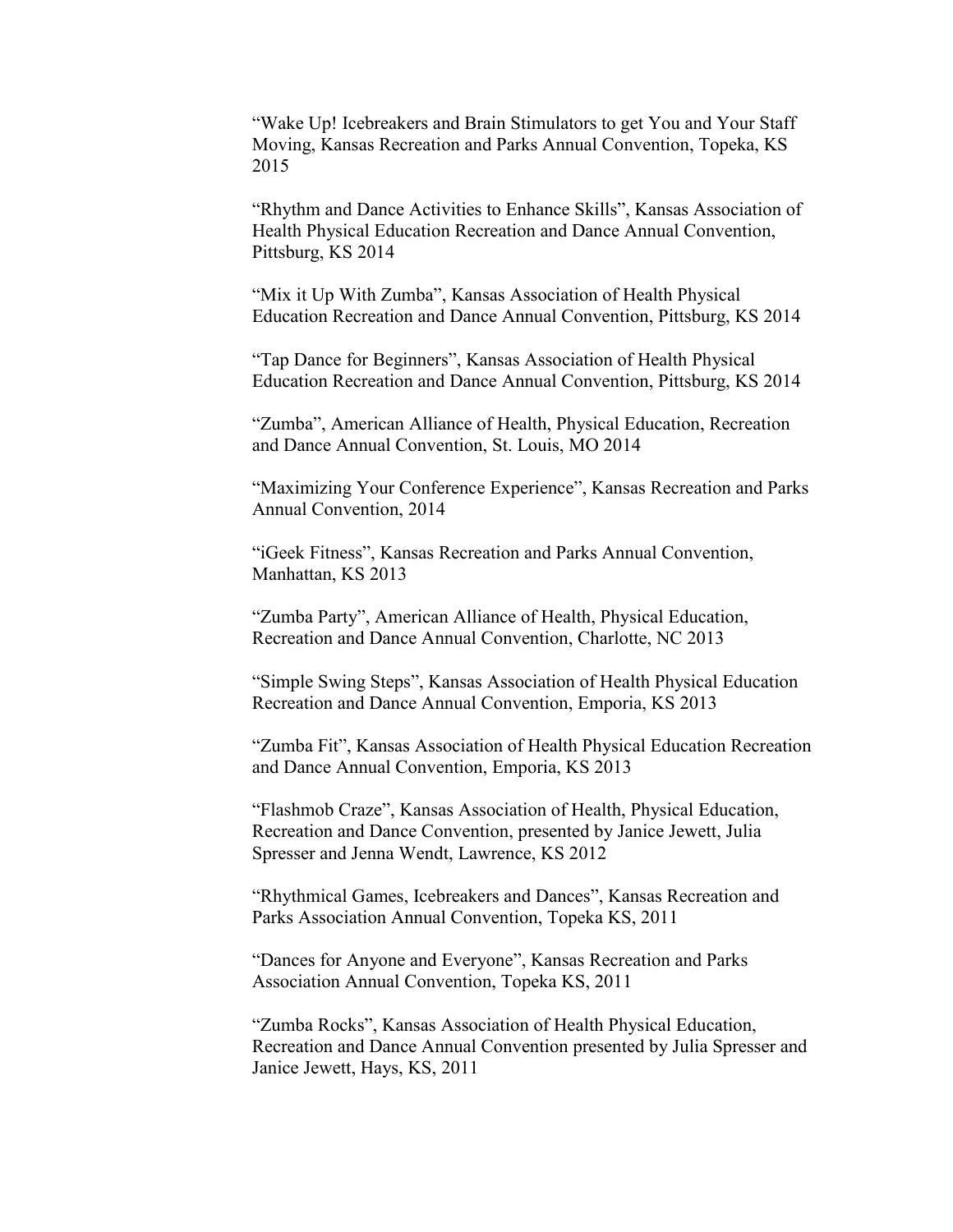"Wake Up! Icebreakers and Brain Stimulators to get You and Your Staff Moving, Kansas Recreation and Parks Annual Convention, Topeka, KS 2015

"Rhythm and Dance Activities to Enhance Skills", Kansas Association of Health Physical Education Recreation and Dance Annual Convention, Pittsburg, KS 2014

"Mix it Up With Zumba", Kansas Association of Health Physical Education Recreation and Dance Annual Convention, Pittsburg, KS 2014

"Tap Dance for Beginners", Kansas Association of Health Physical Education Recreation and Dance Annual Convention, Pittsburg, KS 2014

"Zumba", American Alliance of Health, Physical Education, Recreation and Dance Annual Convention, St. Louis, MO 2014

"Maximizing Your Conference Experience", Kansas Recreation and Parks Annual Convention, 2014

"iGeek Fitness", Kansas Recreation and Parks Annual Convention, Manhattan, KS 2013

"Zumba Party", American Alliance of Health, Physical Education, Recreation and Dance Annual Convention, Charlotte, NC 2013

"Simple Swing Steps", Kansas Association of Health Physical Education Recreation and Dance Annual Convention, Emporia, KS 2013

"Zumba Fit", Kansas Association of Health Physical Education Recreation and Dance Annual Convention, Emporia, KS 2013

"Flashmob Craze", Kansas Association of Health, Physical Education, Recreation and Dance Convention, presented by Janice Jewett, Julia Spresser and Jenna Wendt, Lawrence, KS 2012

"Rhythmical Games, Icebreakers and Dances", Kansas Recreation and Parks Association Annual Convention, Topeka KS, 2011

"Dances for Anyone and Everyone", Kansas Recreation and Parks Association Annual Convention, Topeka KS, 2011

"Zumba Rocks", Kansas Association of Health Physical Education, Recreation and Dance Annual Convention presented by Julia Spresser and Janice Jewett, Hays, KS, 2011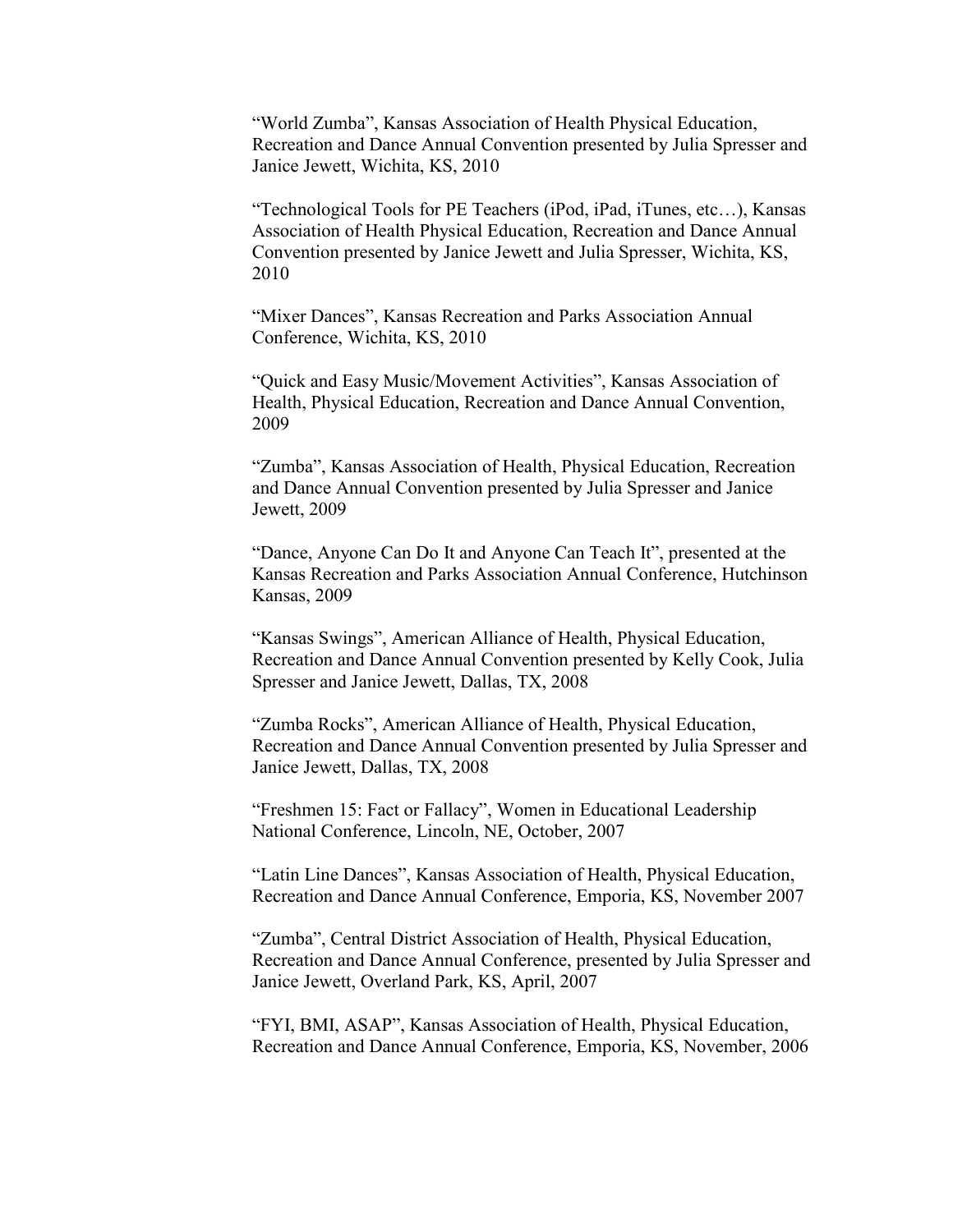“World Zumba”, Kansas Association of Health Physical Education, Recreation and Dance Annual Convention presented by Julia Spresser and Janice Jewett, Wichita, KS, 2010

“Technological Tools for PE Teachers (iPod, iPad, iTunes, etc…), Kansas Association of Health Physical Education, Recreation and Dance Annual Convention presented by Janice Jewett and Julia Spresser, Wichita, KS, 2010

“Mixer Dances”, Kansas Recreation and Parks Association Annual Conference, Wichita, KS, 2010

“Quick and Easy Music/Movement Activities”, Kansas Association of Health, Physical Education, Recreation and Dance Annual Convention, 2009

“Zumba”, Kansas Association of Health, Physical Education, Recreation and Dance Annual Convention presented by Julia Spresser and Janice Jewett, 2009

“Dance, Anyone Can Do It and Anyone Can Teach It”, presented at the Kansas Recreation and Parks Association Annual Conference, Hutchinson Kansas, 2009

“Kansas Swings”, American Alliance of Health, Physical Education, Recreation and Dance Annual Convention presented by Kelly Cook, Julia Spresser and Janice Jewett, Dallas, TX, 2008

“Zumba Rocks”, American Alliance of Health, Physical Education, Recreation and Dance Annual Convention presented by Julia Spresser and Janice Jewett, Dallas, TX, 2008

“Freshmen 15: Fact or Fallacy”, Women in Educational Leadership National Conference, Lincoln, NE, October, 2007

“Latin Line Dances”, Kansas Association of Health, Physical Education, Recreation and Dance Annual Conference, Emporia, KS, November 2007

“Zumba”, Central District Association of Health, Physical Education, Recreation and Dance Annual Conference, presented by Julia Spresser and Janice Jewett, Overland Park, KS, April, 2007

“FYI, BMI, ASAP”, Kansas Association of Health, Physical Education, Recreation and Dance Annual Conference, Emporia, KS, November, 2006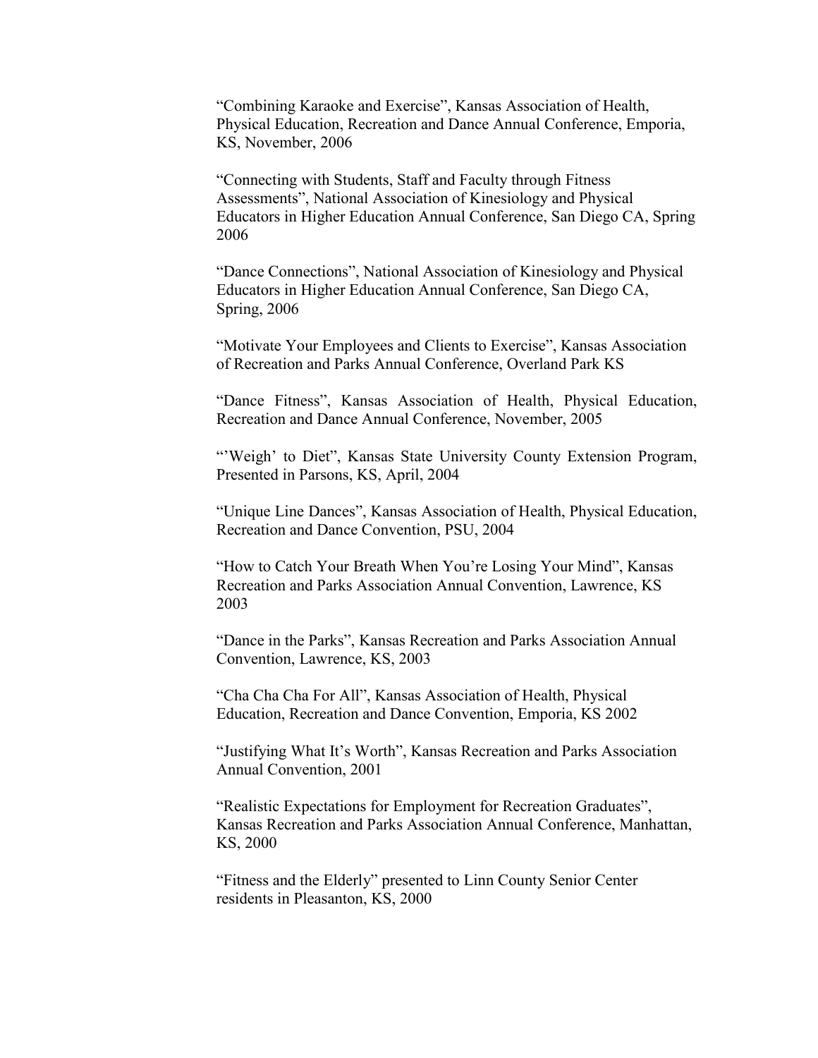"Combining Karaoke and Exercise", Kansas Association of Health, Physical Education, Recreation and Dance Annual Conference, Emporia, KS, November, 2006

"Connecting with Students, Staff and Faculty through Fitness Assessments", National Association of Kinesiology and Physical Educators in Higher Education Annual Conference, San Diego CA, Spring 2006

"Dance Connections", National Association of Kinesiology and Physical Educators in Higher Education Annual Conference, San Diego CA, Spring, 2006

"Motivate Your Employees and Clients to Exercise", Kansas Association of Recreation and Parks Annual Conference, Overland Park KS

"Dance Fitness", Kansas Association of Health, Physical Education, Recreation and Dance Annual Conference, November, 2005

"'Weigh' to Diet", Kansas State University County Extension Program, Presented in Parsons, KS, April, 2004

"Unique Line Dances", Kansas Association of Health, Physical Education, Recreation and Dance Convention, PSU, 2004

"How to Catch Your Breath When You're Losing Your Mind", Kansas Recreation and Parks Association Annual Convention, Lawrence, KS 2003

"Dance in the Parks", Kansas Recreation and Parks Association Annual Convention, Lawrence, KS, 2003

"Cha Cha Cha For All", Kansas Association of Health, Physical Education, Recreation and Dance Convention, Emporia, KS 2002

"Justifying What It's Worth", Kansas Recreation and Parks Association Annual Convention, 2001

"Realistic Expectations for Employment for Recreation Graduates", Kansas Recreation and Parks Association Annual Conference, Manhattan, KS, 2000

"Fitness and the Elderly" presented to Linn County Senior Center residents in Pleasanton, KS, 2000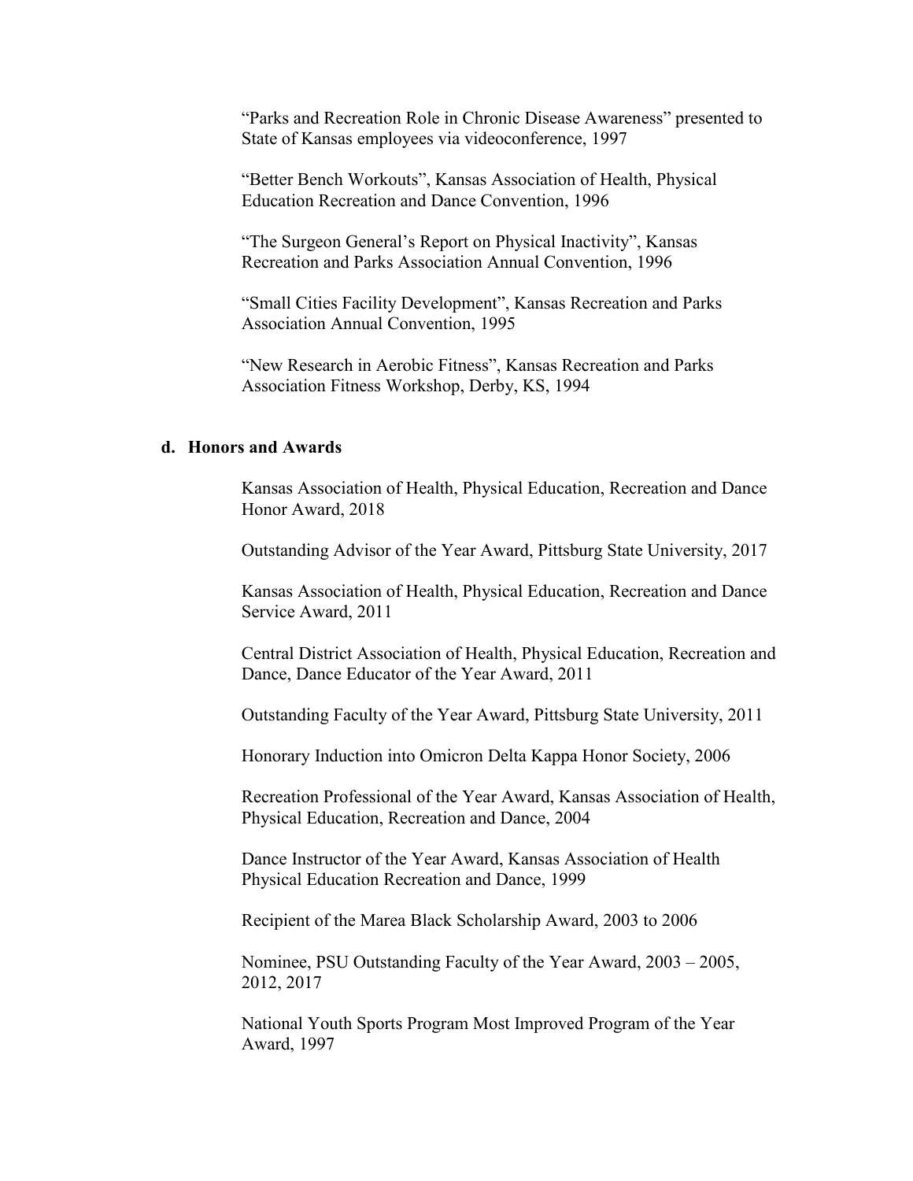"Parks and Recreation Role in Chronic Disease Awareness" presented to State of Kansas employees via videoconference, 1997

"Better Bench Workouts", Kansas Association of Health, Physical Education Recreation and Dance Convention, 1996

"The Surgeon General's Report on Physical Inactivity", Kansas Recreation and Parks Association Annual Convention, 1996

"Small Cities Facility Development", Kansas Recreation and Parks Association Annual Convention, 1995

"New Research in Aerobic Fitness", Kansas Recreation and Parks Association Fitness Workshop, Derby, KS, 1994

### d. Honors and Awards

Kansas Association of Health, Physical Education, Recreation and Dance Honor Award, 2018

Outstanding Advisor of the Year Award, Pittsburg State University, 2017

Kansas Association of Health, Physical Education, Recreation and Dance Service Award, 2011

Central District Association of Health, Physical Education, Recreation and Dance, Dance Educator of the Year Award, 2011

Outstanding Faculty of the Year Award, Pittsburg State University, 2011

Honorary Induction into Omicron Delta Kappa Honor Society, 2006

Recreation Professional of the Year Award, Kansas Association of Health, Physical Education, Recreation and Dance, 2004

Dance Instructor of the Year Award, Kansas Association of Health Physical Education Recreation and Dance, 1999

Recipient of the Marea Black Scholarship Award, 2003 to 2006

Nominee, PSU Outstanding Faculty of the Year Award, 2003 – 2005, 2012, 2017

National Youth Sports Program Most Improved Program of the Year Award, 1997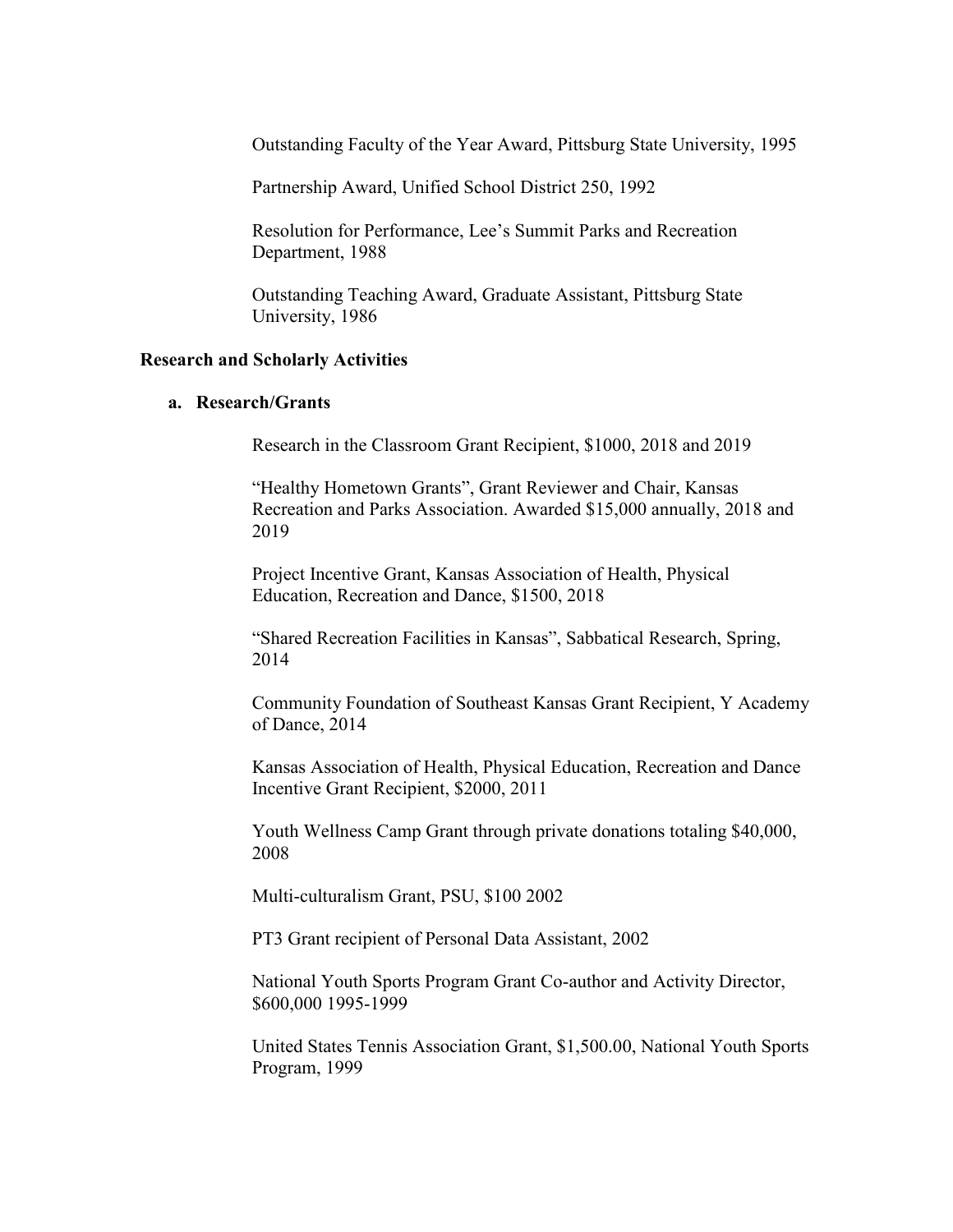Outstanding Faculty of the Year Award, Pittsburg State University, 1995

Partnership Award, Unified School District 250, 1992

Resolution for Performance, Lee's Summit Parks and Recreation Department, 1988

Outstanding Teaching Award, Graduate Assistant, Pittsburg State University, 1986

**Research and Scholarly Activities**

**a. Research/Grants**

Research in the Classroom Grant Recipient, $1000, 2018 and 2019

"Healthy Hometown Grants", Grant Reviewer and Chair, Kansas Recreation and Parks Association. Awarded $15,000 annually, 2018 and 2019

Project Incentive Grant, Kansas Association of Health, Physical Education, Recreation and Dance, $1500, 2018

"Shared Recreation Facilities in Kansas", Sabbatical Research, Spring, 2014

Community Foundation of Southeast Kansas Grant Recipient, Y Academy of Dance, 2014

Kansas Association of Health, Physical Education, Recreation and Dance Incentive Grant Recipient, $2000, 2011

Youth Wellness Camp Grant through private donations totaling $40,000, 2008

Multi-culturalism Grant, PSU, $100 2002

PT3 Grant recipient of Personal Data Assistant, 2002

National Youth Sports Program Grant Co-author and Activity Director, $600,000 1995-1999

United States Tennis Association Grant, $1,500.00, National Youth Sports Program, 1999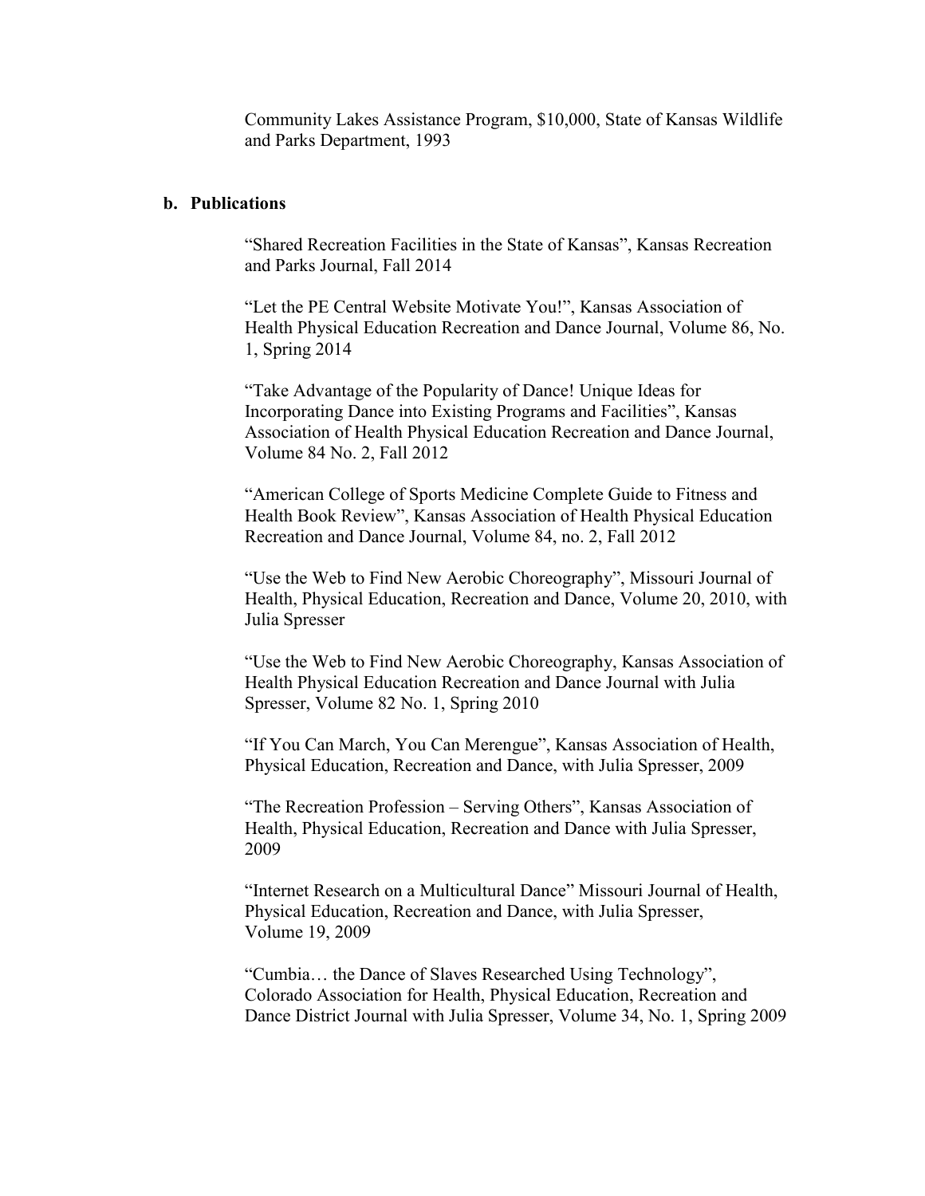Community Lakes Assistance Program, $10,000, State of Kansas Wildlife and Parks Department, 1993

**b. Publications**

“Shared Recreation Facilities in the State of Kansas”, Kansas Recreation and Parks Journal, Fall 2014

“Let the PE Central Website Motivate You!”, Kansas Association of Health Physical Education Recreation and Dance Journal, Volume 86, No. 1, Spring 2014

“Take Advantage of the Popularity of Dance! Unique Ideas for Incorporating Dance into Existing Programs and Facilities”, Kansas Association of Health Physical Education Recreation and Dance Journal, Volume 84 No. 2, Fall 2012

“American College of Sports Medicine Complete Guide to Fitness and Health Book Review”, Kansas Association of Health Physical Education Recreation and Dance Journal, Volume 84, no. 2, Fall 2012

“Use the Web to Find New Aerobic Choreography”, Missouri Journal of Health, Physical Education, Recreation and Dance, Volume 20, 2010, with Julia Spresser

“Use the Web to Find New Aerobic Choreography, Kansas Association of Health Physical Education Recreation and Dance Journal with Julia Spresser, Volume 82 No. 1, Spring 2010

“If You Can March, You Can Merengue”, Kansas Association of Health, Physical Education, Recreation and Dance, with Julia Spresser, 2009

“The Recreation Profession – Serving Others”, Kansas Association of Health, Physical Education, Recreation and Dance with Julia Spresser, 2009

“Internet Research on a Multicultural Dance” Missouri Journal of Health, Physical Education, Recreation and Dance, with Julia Spresser, Volume 19, 2009

“Cumbia… the Dance of Slaves Researched Using Technology”, Colorado Association for Health, Physical Education, Recreation and Dance District Journal with Julia Spresser, Volume 34, No. 1, Spring 2009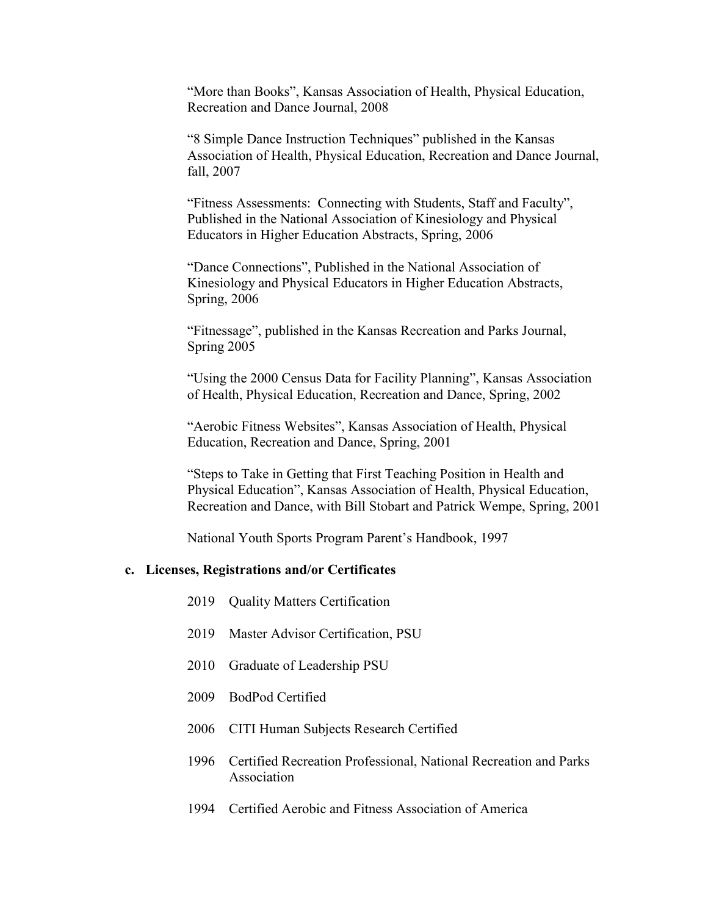"More than Books", Kansas Association of Health, Physical Education, Recreation and Dance Journal, 2008

"8 Simple Dance Instruction Techniques" published in the Kansas Association of Health, Physical Education, Recreation and Dance Journal, fall, 2007

"Fitness Assessments: Connecting with Students, Staff and Faculty", Published in the National Association of Kinesiology and Physical Educators in Higher Education Abstracts, Spring, 2006

"Dance Connections", Published in the National Association of Kinesiology and Physical Educators in Higher Education Abstracts, Spring, 2006

"Fitnessage", published in the Kansas Recreation and Parks Journal, Spring 2005

"Using the 2000 Census Data for Facility Planning", Kansas Association of Health, Physical Education, Recreation and Dance, Spring, 2002

"Aerobic Fitness Websites", Kansas Association of Health, Physical Education, Recreation and Dance, Spring, 2001

"Steps to Take in Getting that First Teaching Position in Health and Physical Education", Kansas Association of Health, Physical Education, Recreation and Dance, with Bill Stobart and Patrick Wempe, Spring, 2001

National Youth Sports Program Parent's Handbook, 1997

### c. Licenses, Registrations and/or Certificates

2019 Quality Matters Certification

2019 Master Advisor Certification, PSU

2010 Graduate of Leadership PSU

2009 BodPod Certified

2006 CITI Human Subjects Research Certified

1996 Certified Recreation Professional, National Recreation and Parks Association

1994 Certified Aerobic and Fitness Association of America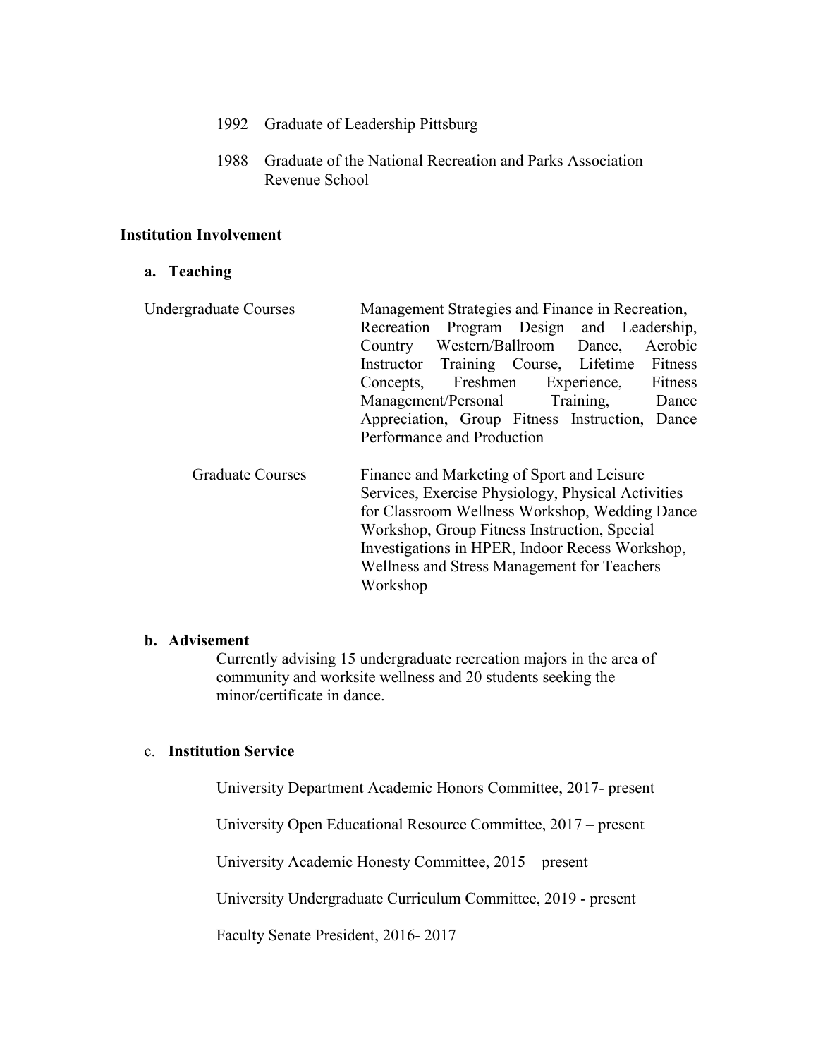1992 Graduate of Leadership Pittsburg

1988 Graduate of the National Recreation and Parks Association Revenue School

## Institution Involvement

### a. Teaching

| | |
|---|---|
| Undergraduate Courses | Management Strategies and Finance in Recreation, Recreation Program Design and Leadership, Country Western/Ballroom Dance, Aerobic Instructor Training Course, Lifetime Fitness Concepts, Freshmen Experience, Fitness Management/Personal Training, Dance Appreciation, Group Fitness Instruction, Dance Performance and Production |
| Graduate Courses | Finance and Marketing of Sport and Leisure Services, Exercise Physiology, Physical Activities for Classroom Wellness Workshop, Wedding Dance Workshop, Group Fitness Instruction, Special Investigations in HPER, Indoor Recess Workshop, Wellness and Stress Management for Teachers Workshop |

### b. Advisement

Currently advising 15 undergraduate recreation majors in the area of community and worksite wellness and 20 students seeking the minor/certificate in dance.

### c. Institution Service

University Department Academic Honors Committee, 2017- present

University Open Educational Resource Committee, 2017 – present

University Academic Honesty Committee, 2015 – present

University Undergraduate Curriculum Committee, 2019 - present

Faculty Senate President, 2016- 2017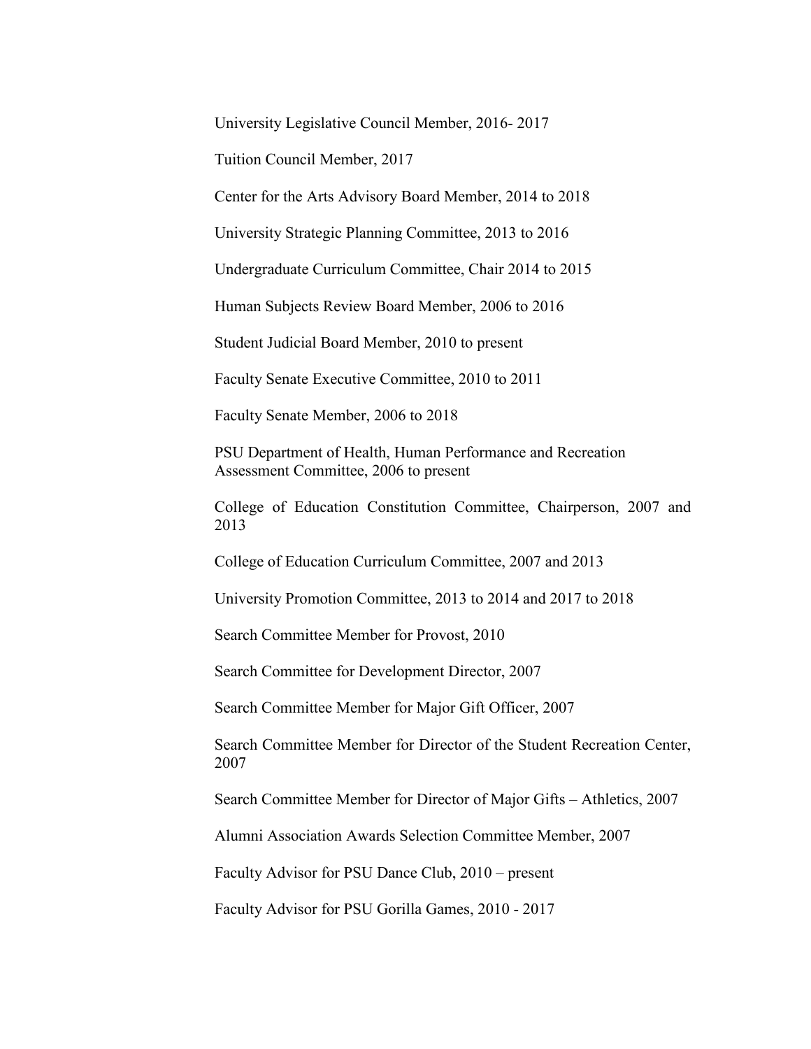University Legislative Council Member, 2016- 2017

Tuition Council Member, 2017

Center for the Arts Advisory Board Member, 2014 to 2018

University Strategic Planning Committee, 2013 to 2016

Undergraduate Curriculum Committee, Chair 2014 to 2015

Human Subjects Review Board Member, 2006 to 2016

Student Judicial Board Member, 2010 to present

Faculty Senate Executive Committee, 2010 to 2011

Faculty Senate Member, 2006 to 2018

PSU Department of Health, Human Performance and Recreation Assessment Committee, 2006 to present

College of Education Constitution Committee, Chairperson, 2007 and 2013

College of Education Curriculum Committee, 2007 and 2013

University Promotion Committee, 2013 to 2014 and 2017 to 2018

Search Committee Member for Provost, 2010

Search Committee for Development Director, 2007

Search Committee Member for Major Gift Officer, 2007

Search Committee Member for Director of the Student Recreation Center, 2007

Search Committee Member for Director of Major Gifts – Athletics, 2007

Alumni Association Awards Selection Committee Member, 2007

Faculty Advisor for PSU Dance Club, 2010 – present

Faculty Advisor for PSU Gorilla Games, 2010 - 2017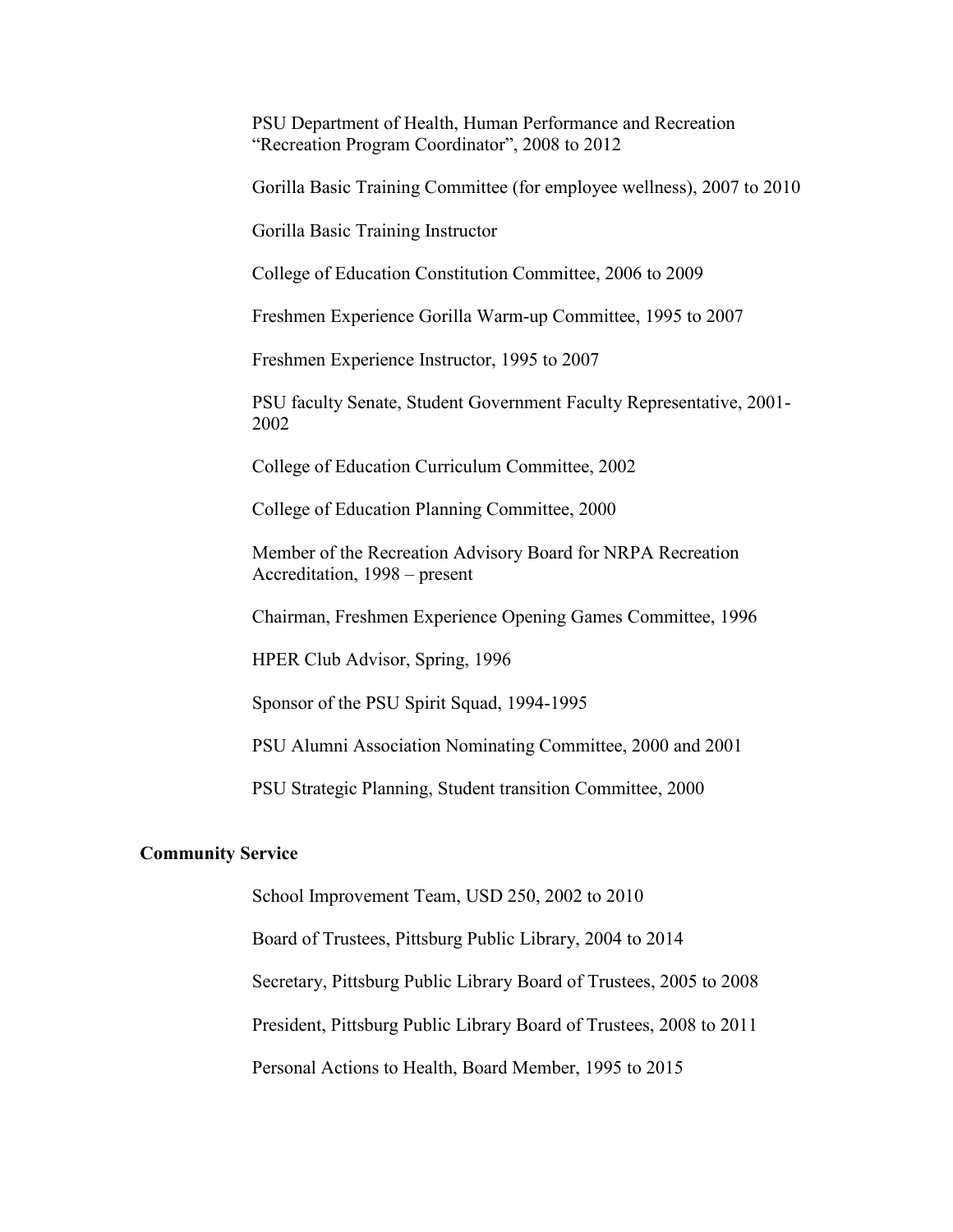PSU Department of Health, Human Performance and Recreation "Recreation Program Coordinator", 2008 to 2012

Gorilla Basic Training Committee (for employee wellness), 2007 to 2010

Gorilla Basic Training Instructor

College of Education Constitution Committee, 2006 to 2009

Freshmen Experience Gorilla Warm-up Committee, 1995 to 2007

Freshmen Experience Instructor, 1995 to 2007

PSU faculty Senate, Student Government Faculty Representative, 2001-2002

College of Education Curriculum Committee, 2002

College of Education Planning Committee, 2000

Member of the Recreation Advisory Board for NRPA Recreation Accreditation, 1998 – present

Chairman, Freshmen Experience Opening Games Committee, 1996

HPER Club Advisor, Spring, 1996

Sponsor of the PSU Spirit Squad, 1994-1995

PSU Alumni Association Nominating Committee, 2000 and 2001

PSU Strategic Planning, Student transition Committee, 2000

**Community Service**

School Improvement Team, USD 250, 2002 to 2010

Board of Trustees, Pittsburg Public Library, 2004 to 2014

Secretary, Pittsburg Public Library Board of Trustees, 2005 to 2008

President, Pittsburg Public Library Board of Trustees, 2008 to 2011

Personal Actions to Health, Board Member, 1995 to 2015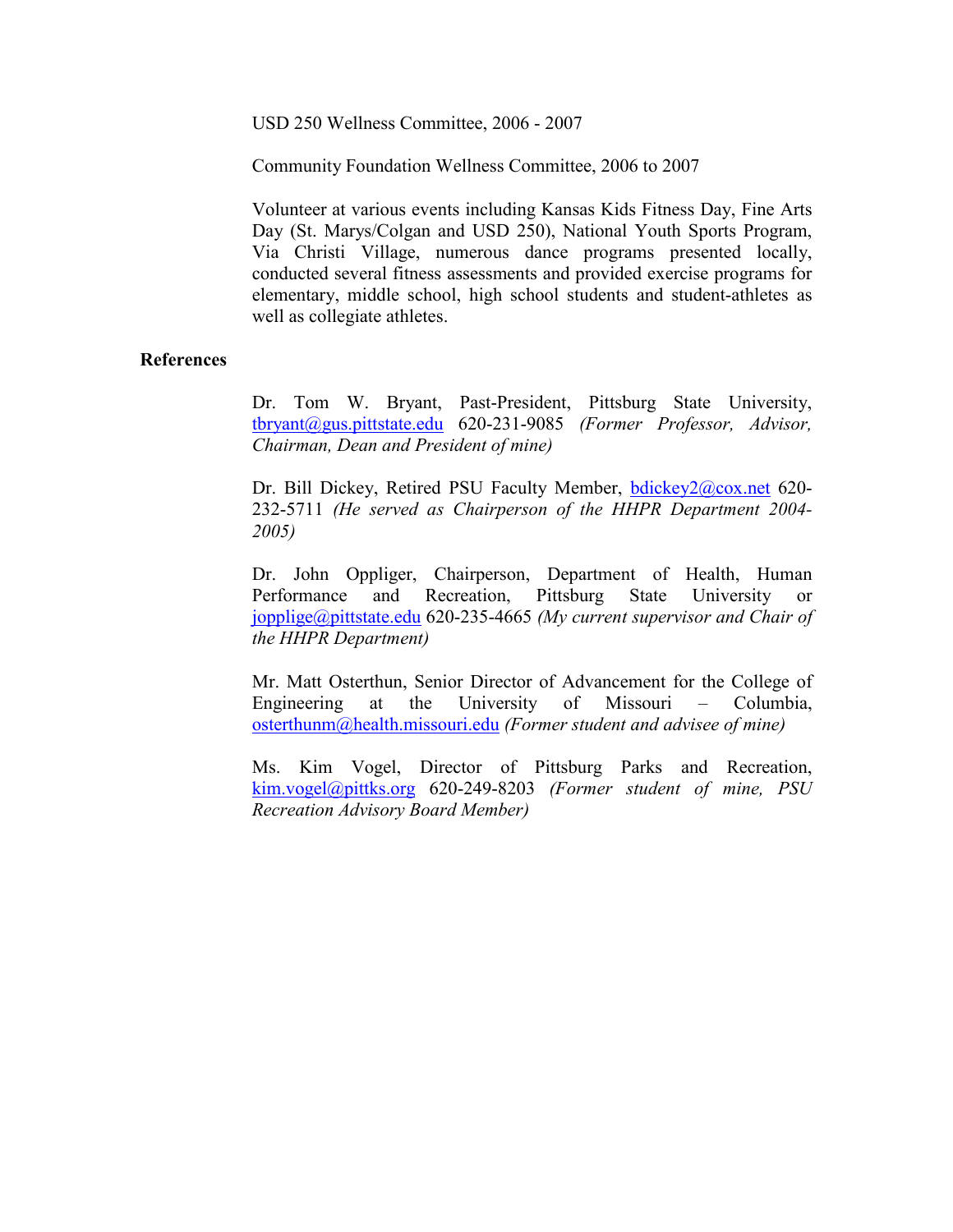USD 250 Wellness Committee, 2006 - 2007

Community Foundation Wellness Committee, 2006 to 2007

Volunteer at various events including Kansas Kids Fitness Day, Fine Arts Day (St. Marys/Colgan and USD 250), National Youth Sports Program, Via Christi Village, numerous dance programs presented locally, conducted several fitness assessments and provided exercise programs for elementary, middle school, high school students and student-athletes as well as collegiate athletes.

**References**

Dr. Tom W. Bryant, Past-President, Pittsburg State University, tbryant@gus.pittstate.edu 620-231-9085 *(Former Professor, Advisor, Chairman, Dean and President of mine)*

Dr. Bill Dickey, Retired PSU Faculty Member, bdickey2@cox.net 620-232-5711 *(He served as Chairperson of the HHPR Department 2004-2005)*

Dr. John Oppliger, Chairperson, Department of Health, Human Performance and Recreation, Pittsburg State University or jopplige@pittstate.edu 620-235-4665 *(My current supervisor and Chair of the HHPR Department)*

Mr. Matt Osterthun, Senior Director of Advancement for the College of Engineering at the University of Missouri – Columbia, osterthunm@health.missouri.edu *(Former student and advisee of mine)*

Ms. Kim Vogel, Director of Pittsburg Parks and Recreation, kim.vogel@pittks.org 620-249-8203 *(Former student of mine, PSU Recreation Advisory Board Member)*